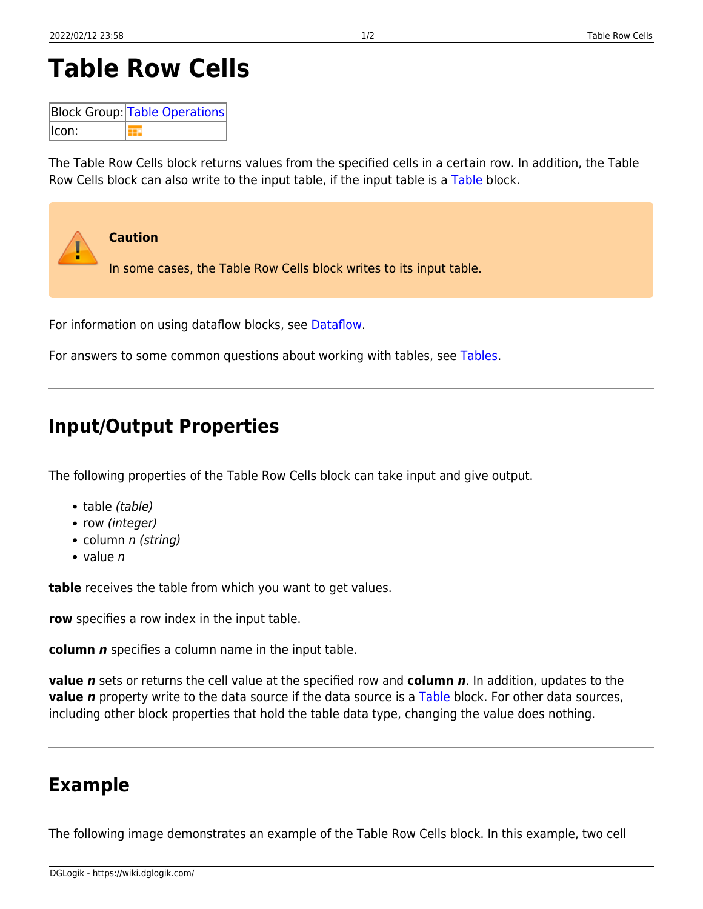# Table Row Cells

| Block Group: | Table Operations |
| --- | --- |
| Icon: | |

The Table Row Cells block returns values from the specified cells in a certain row. In addition, the Table Row Cells block can also write to the input table, if the input table is a Table block.

> **Caution**
>
> In some cases, the Table Row Cells block writes to its input table.

For information on using dataflow blocks, see Dataflow.

For answers to some common questions about working with tables, see Tables.

---

## Input/Output Properties

The following properties of the Table Row Cells block can take input and give output.

- table *(table)*
- row *(integer)*
- column *n (string)*
- value *n*

**table** receives the table from which you want to get values.

**row** specifies a row index in the input table.

**column *n*** specifies a column name in the input table.

**value *n*** sets or returns the cell value at the specified row and **column *n***. In addition, updates to the **value *n*** property write to the data source if the data source is a Table block. For other data sources, including other block properties that hold the table data type, changing the value does nothing.

---

## Example

The following image demonstrates an example of the Table Row Cells block. In this example, two cell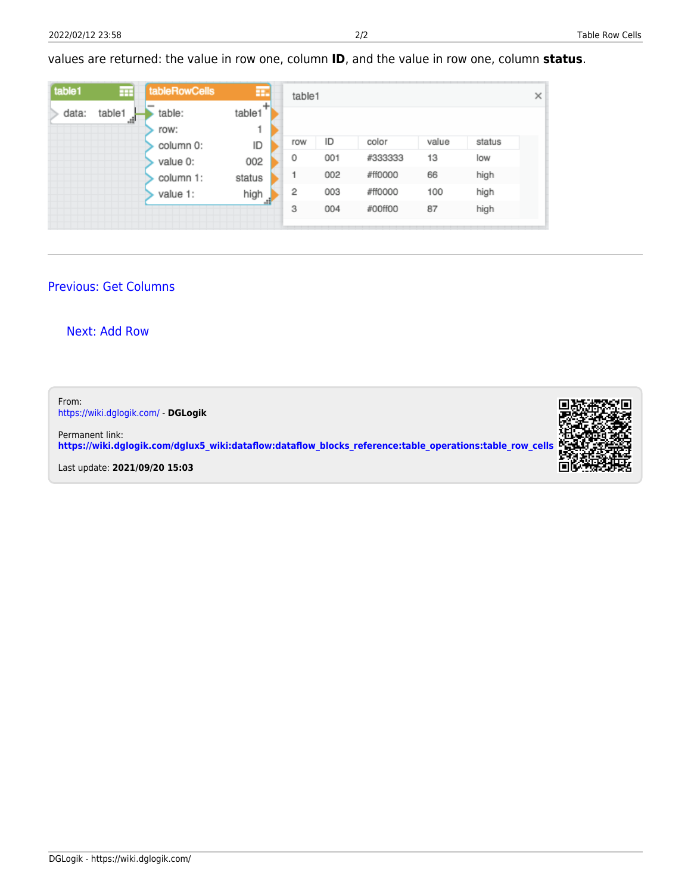values are returned: the value in row one, column **ID**, and the value in row one, column **status**.

table1

data: table1

tableRowCells

table: table1

row: 1

column 0: ID

value 0: 002

column 1: status

value 1: high

table1

| row | ID | color | value | status |
|---|---|---|---|---|
| 0 | 001 | #333333 | 13 | low |
| 1 | 002 | #ff0000 | 66 | high |
| 2 | 003 | #ff0000 | 100 | high |
| 3 | 004 | #00ff00 | 87 | high |

---

Previous: Get Columns

Next: Add Row

From:
https://wiki.dglogik.com/ - **DGLogik**

Permanent link:
**https://wiki.dglogik.com/dglux5_wiki:dataflow:dataflow_blocks_reference:table_operations:table_row_cells**

Last update: **2021/09/20 15:03**